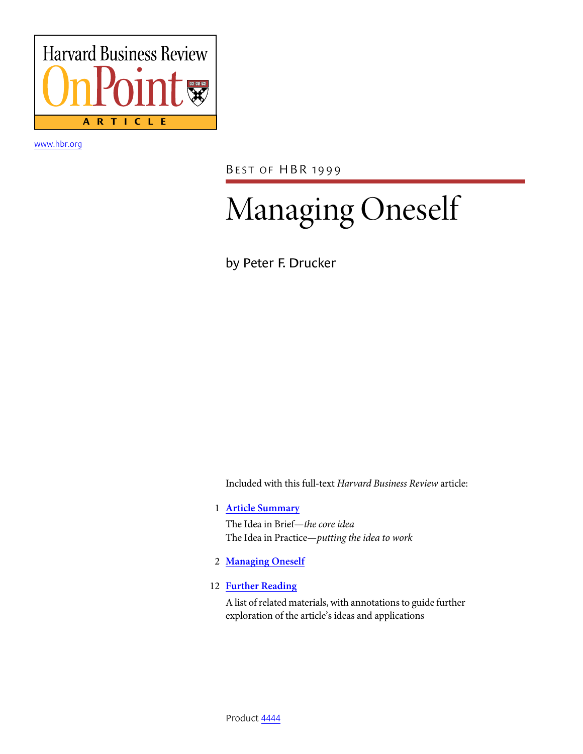Harvard Business Review OnPoint

ARTICLE

www.hbr.org

BEST OF HBR 1999

# Managing Oneself

by Peter F. Drucker

Included with this full-text *Harvard Business Review* article:

1 **Article Summary**

The Idea in Brief—*the core idea*

The Idea in Practice—*putting the idea to work*

2 **Managing Oneself**

12 **Further Reading**

A list of related materials, with annotations to guide further exploration of the article's ideas and applications

Product 4444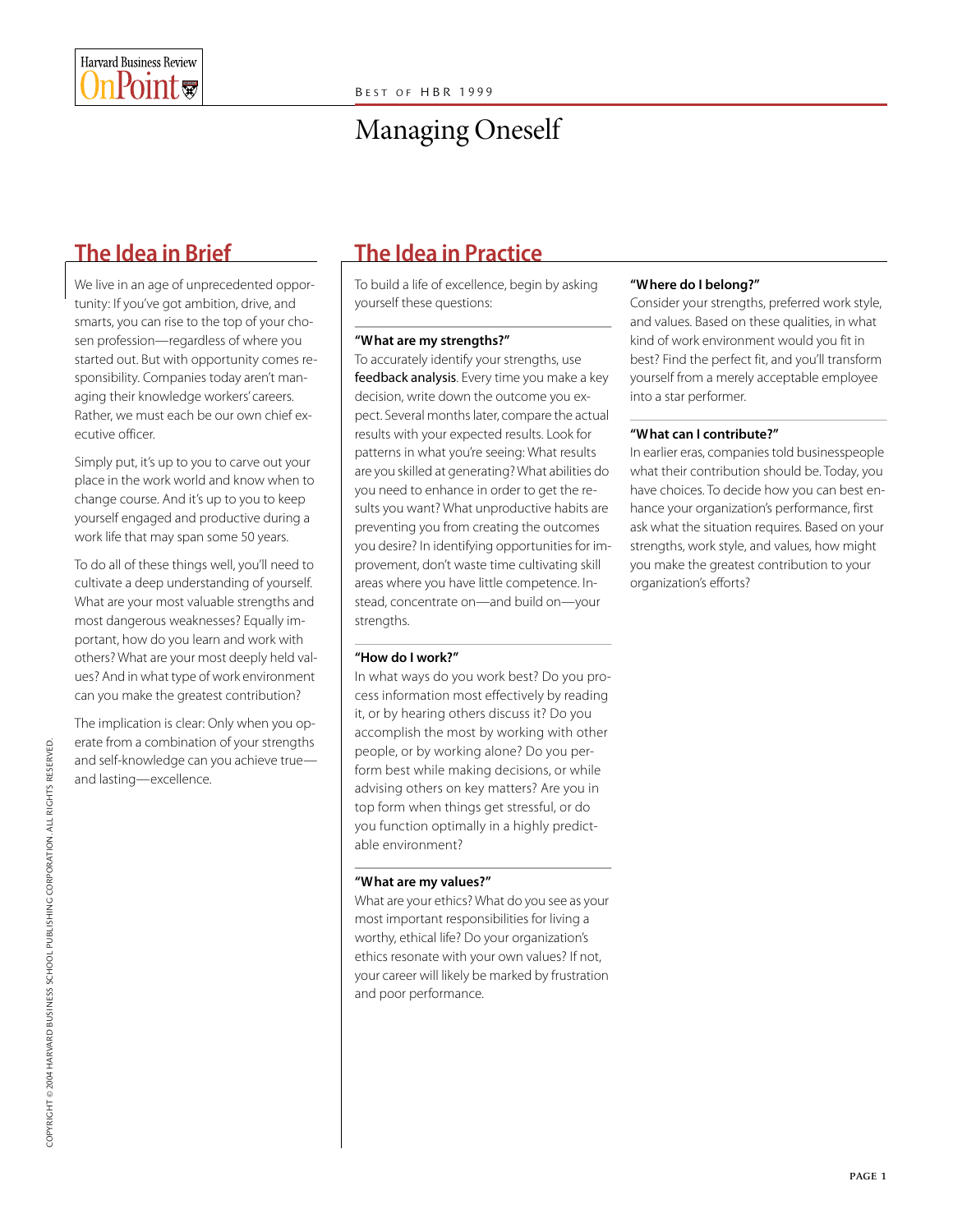# Managing Oneself

## The Idea in Brief

We live in an age of unprecedented opportunity: If you've got ambition, drive, and smarts, you can rise to the top of your chosen profession—regardless of where you started out. But with opportunity comes responsibility. Companies today aren't managing their knowledge workers' careers. Rather, we must each be our own chief executive officer.

Simply put, it's up to you to carve out your place in the work world and know when to change course. And it's up to you to keep yourself engaged and productive during a work life that may span some 50 years.

To do all of these things well, you'll need to cultivate a deep understanding of yourself. What are your most valuable strengths and most dangerous weaknesses? Equally important, how do you learn and work with others? What are your most deeply held values? And in what type of work environment can you make the greatest contribution?

The implication is clear: Only when you operate from a combination of your strengths and self-knowledge can you achieve true—and lasting—excellence.

## The Idea in Practice

To build a life of excellence, begin by asking yourself these questions:

**"What are my strengths?"**

To accurately identify your strengths, use feedback analysis. Every time you make a key decision, write down the outcome you expect. Several months later, compare the actual results with your expected results. Look for patterns in what you're seeing: What results are you skilled at generating? What abilities do you need to enhance in order to get the results you want? What unproductive habits are preventing you from creating the outcomes you desire? In identifying opportunities for improvement, don't waste time cultivating skill areas where you have little competence. Instead, concentrate on—and build on—your strengths.

**"How do I work?"**

In what ways do you work best? Do you process information most effectively by reading it, or by hearing others discuss it? Do you accomplish the most by working with other people, or by working alone? Do you perform best while making decisions, or while advising others on key matters? Are you in top form when things get stressful, or do you function optimally in a highly predictable environment?

**"What are my values?"**

What are your ethics? What do you see as your most important responsibilities for living a worthy, ethical life? Do your organization's ethics resonate with your own values? If not, your career will likely be marked by frustration and poor performance.

**"Where do I belong?"**

Consider your strengths, preferred work style, and values. Based on these qualities, in what kind of work environment would you fit in best? Find the perfect fit, and you'll transform yourself from a merely acceptable employee into a star performer.

**"What can I contribute?"**

In earlier eras, companies told businesspeople what their contribution should be. Today, you have choices. To decide how you can best enhance your organization's performance, first ask what the situation requires. Based on your strengths, work style, and values, how might you make the greatest contribution to your organization's efforts?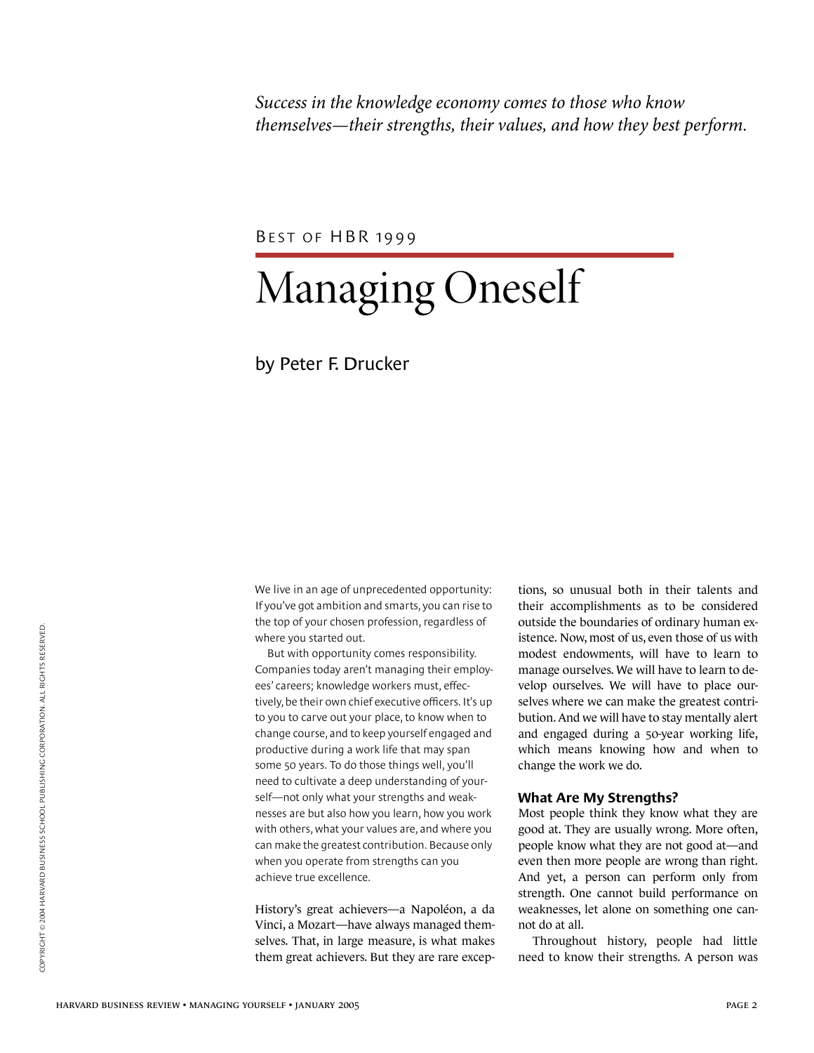*Success in the knowledge economy comes to those who know themselves—their strengths, their values, and how they best perform.*

Best of HBR 1999

# Managing Oneself

by Peter F. Drucker

We live in an age of unprecedented opportunity: If you've got ambition and smarts, you can rise to the top of your chosen profession, regardless of where you started out.

But with opportunity comes responsibility. Companies today aren't managing their employees' careers; knowledge workers must, effectively, be their own chief executive officers. It's up to you to carve out your place, to know when to change course, and to keep yourself engaged and productive during a work life that may span some 50 years. To do those things well, you'll need to cultivate a deep understanding of yourself—not only what your strengths and weaknesses are but also how you learn, how you work with others, what your values are, and where you can make the greatest contribution. Because only when you operate from strengths can you achieve true excellence.

History's great achievers—a Napoléon, a da Vinci, a Mozart—have always managed themselves. That, in large measure, is what makes them great achievers. But they are rare exceptions, so unusual both in their talents and their accomplishments as to be considered outside the boundaries of ordinary human existence. Now, most of us, even those of us with modest endowments, will have to learn to manage ourselves. We will have to learn to develop ourselves. We will have to place ourselves where we can make the greatest contribution. And we will have to stay mentally alert and engaged during a 50-year working life, which means knowing how and when to change the work we do.

## What Are My Strengths?

Most people think they know what they are good at. They are usually wrong. More often, people know what they are not good at—and even then more people are wrong than right. And yet, a person can perform only from strength. One cannot build performance on weaknesses, let alone on something one cannot do at all.

Throughout history, people had little need to know their strengths. A person was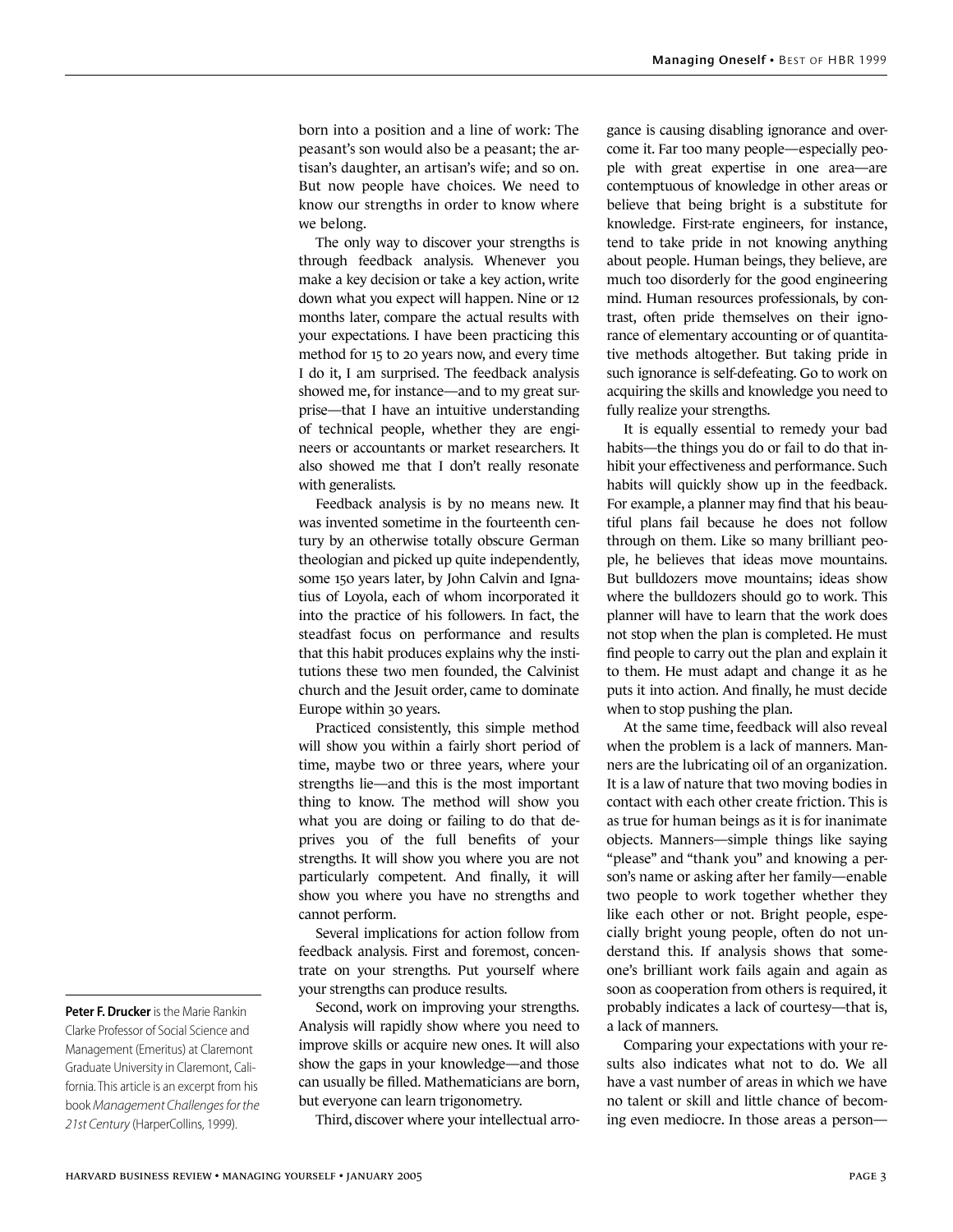born into a position and a line of work: The peasant's son would also be a peasant; the artisan's daughter, an artisan's wife; and so on. But now people have choices. We need to know our strengths in order to know where we belong.

The only way to discover your strengths is through feedback analysis. Whenever you make a key decision or take a key action, write down what you expect will happen. Nine or 12 months later, compare the actual results with your expectations. I have been practicing this method for 15 to 20 years now, and every time I do it, I am surprised. The feedback analysis showed me, for instance—and to my great surprise—that I have an intuitive understanding of technical people, whether they are engineers or accountants or market researchers. It also showed me that I don't really resonate with generalists.

Feedback analysis is by no means new. It was invented sometime in the fourteenth century by an otherwise totally obscure German theologian and picked up quite independently, some 150 years later, by John Calvin and Ignatius of Loyola, each of whom incorporated it into the practice of his followers. In fact, the steadfast focus on performance and results that this habit produces explains why the institutions these two men founded, the Calvinist church and the Jesuit order, came to dominate Europe within 30 years.

Practiced consistently, this simple method will show you within a fairly short period of time, maybe two or three years, where your strengths lie—and this is the most important thing to know. The method will show you what you are doing or failing to do that deprives you of the full benefits of your strengths. It will show you where you are not particularly competent. And finally, it will show you where you have no strengths and cannot perform.

Several implications for action follow from feedback analysis. First and foremost, concentrate on your strengths. Put yourself where your strengths can produce results.

Second, work on improving your strengths. Analysis will rapidly show where you need to improve skills or acquire new ones. It will also show the gaps in your knowledge—and those can usually be filled. Mathematicians are born, but everyone can learn trigonometry.

Third, discover where your intellectual arrogance is causing disabling ignorance and overcome it. Far too many people—especially people with great expertise in one area—are contemptuous of knowledge in other areas or believe that being bright is a substitute for knowledge. First-rate engineers, for instance, tend to take pride in not knowing anything about people. Human beings, they believe, are much too disorderly for the good engineering mind. Human resources professionals, by contrast, often pride themselves on their ignorance of elementary accounting or of quantitative methods altogether. But taking pride in such ignorance is self-defeating. Go to work on acquiring the skills and knowledge you need to fully realize your strengths.

It is equally essential to remedy your bad habits—the things you do or fail to do that inhibit your effectiveness and performance. Such habits will quickly show up in the feedback. For example, a planner may find that his beautiful plans fail because he does not follow through on them. Like so many brilliant people, he believes that ideas move mountains. But bulldozers move mountains; ideas show where the bulldozers should go to work. This planner will have to learn that the work does not stop when the plan is completed. He must find people to carry out the plan and explain it to them. He must adapt and change it as he puts it into action. And finally, he must decide when to stop pushing the plan.

At the same time, feedback will also reveal when the problem is a lack of manners. Manners are the lubricating oil of an organization. It is a law of nature that two moving bodies in contact with each other create friction. This is as true for human beings as it is for inanimate objects. Manners—simple things like saying "please" and "thank you" and knowing a person's name or asking after her family—enable two people to work together whether they like each other or not. Bright people, especially bright young people, often do not understand this. If analysis shows that someone's brilliant work fails again and again as soon as cooperation from others is required, it probably indicates a lack of courtesy—that is, a lack of manners.

Comparing your expectations with your results also indicates what not to do. We all have a vast number of areas in which we have no talent or skill and little chance of becoming even mediocre. In those areas a person—

---

**Peter F. Drucker** is the Marie Rankin Clarke Professor of Social Science and Management (Emeritus) at Claremont Graduate University in Claremont, California. This article is an excerpt from his book *Management Challenges for the 21st Century* (HarperCollins, 1999).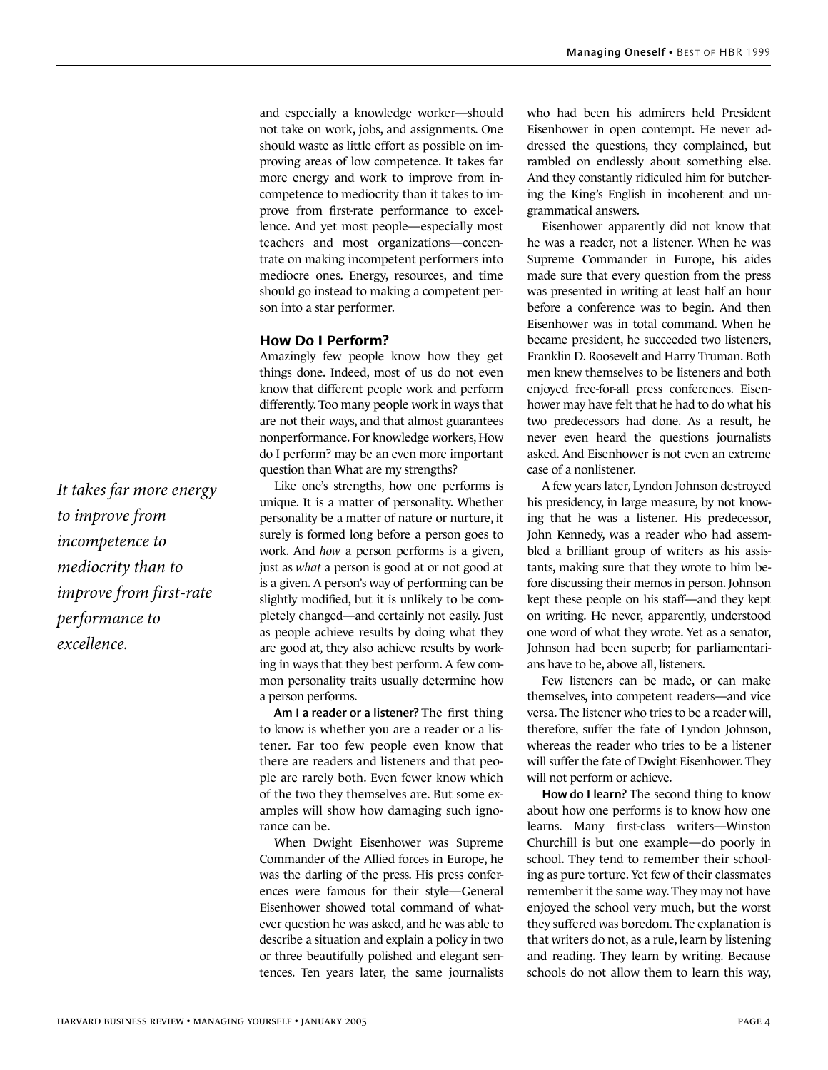and especially a knowledge worker—should not take on work, jobs, and assignments. One should waste as little effort as possible on improving areas of low competence. It takes far more energy and work to improve from incompetence to mediocrity than it takes to improve from first-rate performance to excellence. And yet most people—especially most teachers and most organizations—concentrate on making incompetent performers into mediocre ones. Energy, resources, and time should go instead to making a competent person into a star performer.

### How Do I Perform?

Amazingly few people know how they get things done. Indeed, most of us do not even know that different people work and perform differently. Too many people work in ways that are not their ways, and that almost guarantees nonperformance. For knowledge workers, How do I perform? may be an even more important question than What are my strengths?

Like one's strengths, how one performs is unique. It is a matter of personality. Whether personality be a matter of nature or nurture, it surely is formed long before a person goes to work. And *how* a person performs is a given, just as *what* a person is good at or not good at is a given. A person's way of performing can be slightly modified, but it is unlikely to be completely changed—and certainly not easily. Just as people achieve results by doing what they are good at, they also achieve results by working in ways that they best perform. A few common personality traits usually determine how a person performs.

*It takes far more energy to improve from incompetence to mediocrity than to improve from first-rate performance to excellence.*

**Am I a reader or a listener?** The first thing to know is whether you are a reader or a listener. Far too few people even know that there are readers and listeners and that people are rarely both. Even fewer know which of the two they themselves are. But some examples will show how damaging such ignorance can be.

When Dwight Eisenhower was Supreme Commander of the Allied forces in Europe, he was the darling of the press. His press conferences were famous for their style—General Eisenhower showed total command of whatever question he was asked, and he was able to describe a situation and explain a policy in two or three beautifully polished and elegant sentences. Ten years later, the same journalists who had been his admirers held President Eisenhower in open contempt. He never addressed the questions, they complained, but rambled on endlessly about something else. And they constantly ridiculed him for butchering the King's English in incoherent and ungrammatical answers.

Eisenhower apparently did not know that he was a reader, not a listener. When he was Supreme Commander in Europe, his aides made sure that every question from the press was presented in writing at least half an hour before a conference was to begin. And then Eisenhower was in total command. When he became president, he succeeded two listeners, Franklin D. Roosevelt and Harry Truman. Both men knew themselves to be listeners and both enjoyed free-for-all press conferences. Eisenhower may have felt that he had to do what his two predecessors had done. As a result, he never even heard the questions journalists asked. And Eisenhower is not even an extreme case of a nonlistener.

A few years later, Lyndon Johnson destroyed his presidency, in large measure, by not knowing that he was a listener. His predecessor, John Kennedy, was a reader who had assembled a brilliant group of writers as his assistants, making sure that they wrote to him before discussing their memos in person. Johnson kept these people on his staff—and they kept on writing. He never, apparently, understood one word of what they wrote. Yet as a senator, Johnson had been superb; for parliamentarians have to be, above all, listeners.

Few listeners can be made, or can make themselves, into competent readers—and vice versa. The listener who tries to be a reader will, therefore, suffer the fate of Lyndon Johnson, whereas the reader who tries to be a listener will suffer the fate of Dwight Eisenhower. They will not perform or achieve.

**How do I learn?** The second thing to know about how one performs is to know how one learns. Many first-class writers—Winston Churchill is but one example—do poorly in school. They tend to remember their schooling as pure torture. Yet few of their classmates remember it the same way. They may not have enjoyed the school very much, but the worst they suffered was boredom. The explanation is that writers do not, as a rule, learn by listening and reading. They learn by writing. Because schools do not allow them to learn this way,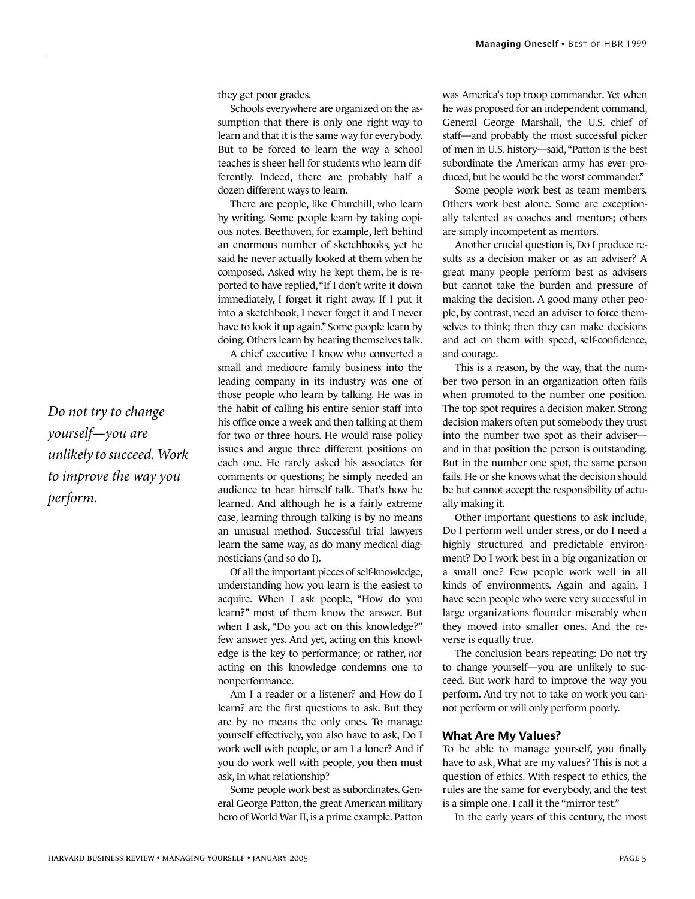they get poor grades.

Schools everywhere are organized on the assumption that there is only one right way to learn and that it is the same way for everybody. But to be forced to learn the way a school teaches is sheer hell for students who learn differently. Indeed, there are probably half a dozen different ways to learn.

There are people, like Churchill, who learn by writing. Some people learn by taking copious notes. Beethoven, for example, left behind an enormous number of sketchbooks, yet he said he never actually looked at them when he composed. Asked why he kept them, he is reported to have replied, "If I don't write it down immediately, I forget it right away. If I put it into a sketchbook, I never forget it and I never have to look it up again." Some people learn by doing. Others learn by hearing themselves talk.

A chief executive I know who converted a small and mediocre family business into the leading company in its industry was one of those people who learn by talking. He was in the habit of calling his entire senior staff into his office once a week and then talking at them for two or three hours. He would raise policy issues and argue three different positions on each one. He rarely asked his associates for comments or questions; he simply needed an audience to hear himself talk. That's how he learned. And although he is a fairly extreme case, learning through talking is by no means an unusual method. Successful trial lawyers learn the same way, as do many medical diagnosticians (and so do I).

Of all the important pieces of self-knowledge, understanding how you learn is the easiest to acquire. When I ask people, "How do you learn?" most of them know the answer. But when I ask, "Do you act on this knowledge?" few answer yes. And yet, acting on this knowledge is the key to performance; or rather, *not* acting on this knowledge condemns one to nonperformance.

Am I a reader or a listener? and How do I learn? are the first questions to ask. But they are by no means the only ones. To manage yourself effectively, you also have to ask, Do I work well with people, or am I a loner? And if you do work well with people, you then must ask, In what relationship?

Some people work best as subordinates. General George Patton, the great American military hero of World War II, is a prime example. Patton was America's top troop commander. Yet when he was proposed for an independent command, General George Marshall, the U.S. chief of staff—and probably the most successful picker of men in U.S. history—said, "Patton is the best subordinate the American army has ever produced, but he would be the worst commander."

Some people work best as team members. Others work best alone. Some are exceptionally talented as coaches and mentors; others are simply incompetent as mentors.

Another crucial question is, Do I produce results as a decision maker or as an adviser? A great many people perform best as advisers but cannot take the burden and pressure of making the decision. A good many other people, by contrast, need an adviser to force themselves to think; then they can make decisions and act on them with speed, self-confidence, and courage.

This is a reason, by the way, that the number two person in an organization often fails when promoted to the number one position. The top spot requires a decision maker. Strong decision makers often put somebody they trust into the number two spot as their adviser—and in that position the person is outstanding. But in the number one spot, the same person fails. He or she knows what the decision should be but cannot accept the responsibility of actually making it.

Other important questions to ask include, Do I perform well under stress, or do I need a highly structured and predictable environment? Do I work best in a big organization or a small one? Few people work well in all kinds of environments. Again and again, I have seen people who were very successful in large organizations flounder miserably when they moved into smaller ones. And the reverse is equally true.

The conclusion bears repeating: Do not try to change yourself—you are unlikely to succeed. But work hard to improve the way you perform. And try not to take on work you cannot perform or will only perform poorly.

*Do not try to change yourself—you are unlikely to succeed. Work to improve the way you perform.*

### What Are My Values?

To be able to manage yourself, you finally have to ask, What are my values? This is not a question of ethics. With respect to ethics, the rules are the same for everybody, and the test is a simple one. I call it the "mirror test."

In the early years of this century, the most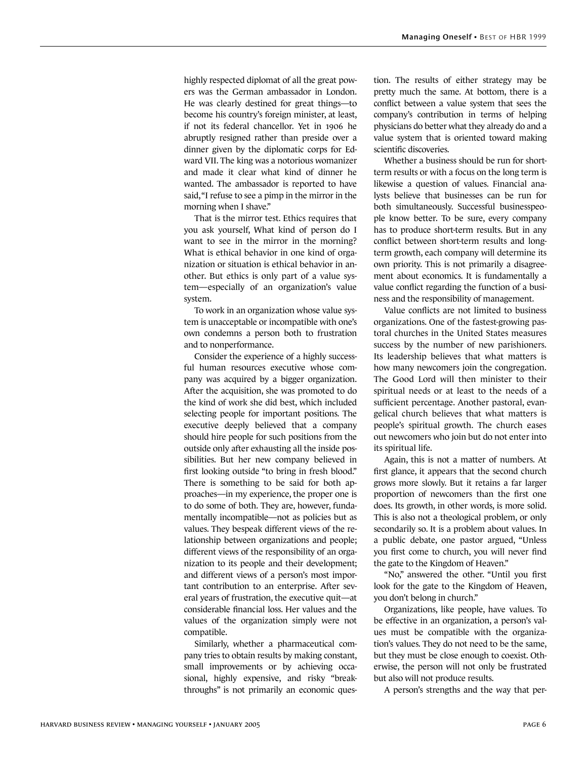highly respected diplomat of all the great powers was the German ambassador in London. He was clearly destined for great things—to become his country's foreign minister, at least, if not its federal chancellor. Yet in 1906 he abruptly resigned rather than preside over a dinner given by the diplomatic corps for Edward VII. The king was a notorious womanizer and made it clear what kind of dinner he wanted. The ambassador is reported to have said, "I refuse to see a pimp in the mirror in the morning when I shave."

That is the mirror test. Ethics requires that you ask yourself, What kind of person do I want to see in the mirror in the morning? What is ethical behavior in one kind of organization or situation is ethical behavior in another. But ethics is only part of a value system—especially of an organization's value system.

To work in an organization whose value system is unacceptable or incompatible with one's own condemns a person both to frustration and to nonperformance.

Consider the experience of a highly successful human resources executive whose company was acquired by a bigger organization. After the acquisition, she was promoted to do the kind of work she did best, which included selecting people for important positions. The executive deeply believed that a company should hire people for such positions from the outside only after exhausting all the inside possibilities. But her new company believed in first looking outside "to bring in fresh blood." There is something to be said for both approaches—in my experience, the proper one is to do some of both. They are, however, fundamentally incompatible—not as policies but as values. They bespeak different views of the relationship between organizations and people; different views of the responsibility of an organization to its people and their development; and different views of a person's most important contribution to an enterprise. After several years of frustration, the executive quit—at considerable financial loss. Her values and the values of the organization simply were not compatible.

Similarly, whether a pharmaceutical company tries to obtain results by making constant, small improvements or by achieving occasional, highly expensive, and risky "breakthroughs" is not primarily an economic question. The results of either strategy may be pretty much the same. At bottom, there is a conflict between a value system that sees the company's contribution in terms of helping physicians do better what they already do and a value system that is oriented toward making scientific discoveries.

Whether a business should be run for short-term results or with a focus on the long term is likewise a question of values. Financial analysts believe that businesses can be run for both simultaneously. Successful businesspeople know better. To be sure, every company has to produce short-term results. But in any conflict between short-term results and long-term growth, each company will determine its own priority. This is not primarily a disagreement about economics. It is fundamentally a value conflict regarding the function of a business and the responsibility of management.

Value conflicts are not limited to business organizations. One of the fastest-growing pastoral churches in the United States measures success by the number of new parishioners. Its leadership believes that what matters is how many newcomers join the congregation. The Good Lord will then minister to their spiritual needs or at least to the needs of a sufficient percentage. Another pastoral, evangelical church believes that what matters is people's spiritual growth. The church eases out newcomers who join but do not enter into its spiritual life.

Again, this is not a matter of numbers. At first glance, it appears that the second church grows more slowly. But it retains a far larger proportion of newcomers than the first one does. Its growth, in other words, is more solid. This is also not a theological problem, or only secondarily so. It is a problem about values. In a public debate, one pastor argued, "Unless you first come to church, you will never find the gate to the Kingdom of Heaven."

"No," answered the other. "Until you first look for the gate to the Kingdom of Heaven, you don't belong in church."

Organizations, like people, have values. To be effective in an organization, a person's values must be compatible with the organization's values. They do not need to be the same, but they must be close enough to coexist. Otherwise, the person will not only be frustrated but also will not produce results.

A person's strengths and the way that per-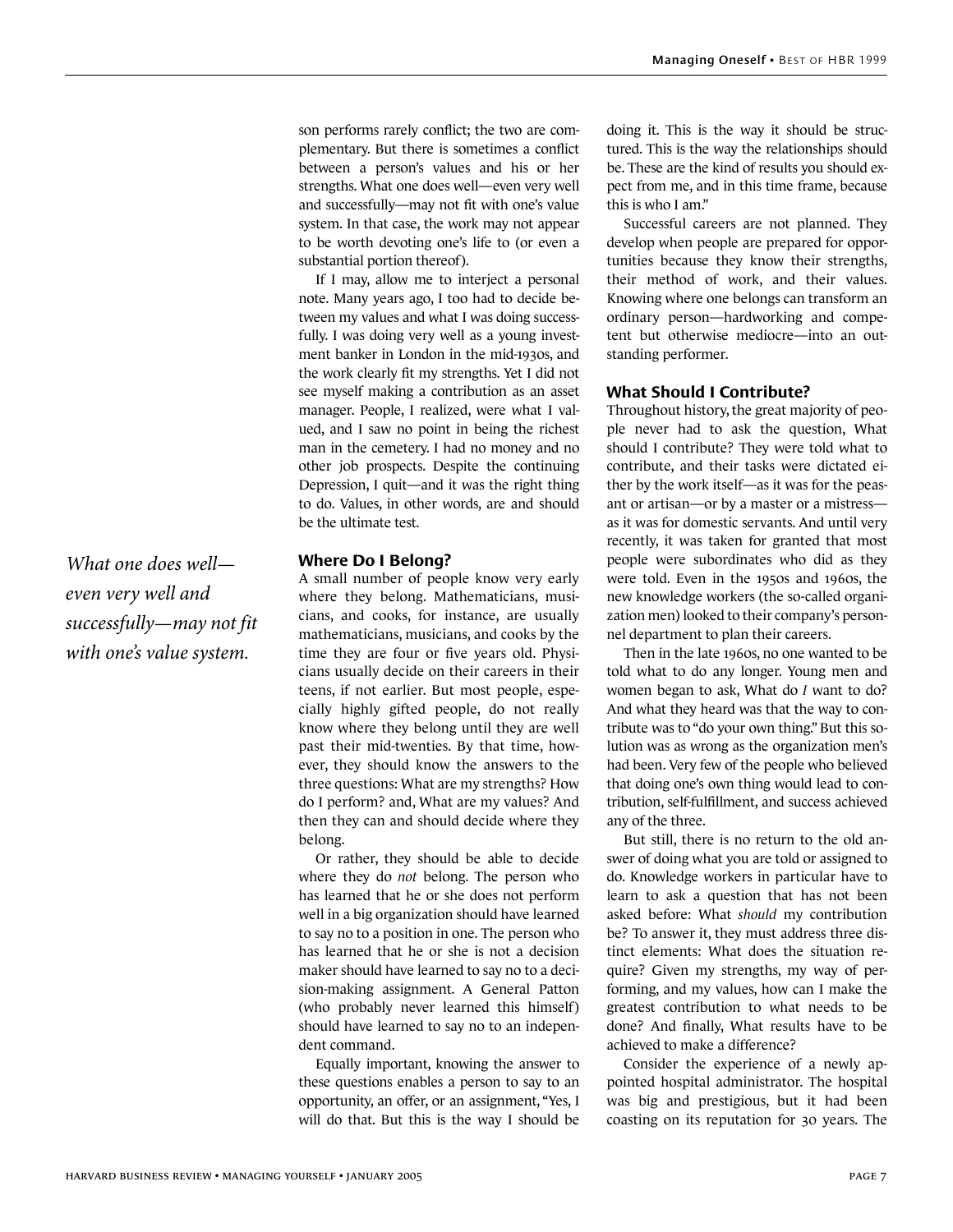son performs rarely conflict; the two are complementary. But there is sometimes a conflict between a person's values and his or her strengths. What one does well—even very well and successfully—may not fit with one's value system. In that case, the work may not appear to be worth devoting one's life to (or even a substantial portion thereof).

If I may, allow me to interject a personal note. Many years ago, I too had to decide between my values and what I was doing successfully. I was doing very well as a young investment banker in London in the mid-1930s, and the work clearly fit my strengths. Yet I did not see myself making a contribution as an asset manager. People, I realized, were what I valued, and I saw no point in being the richest man in the cemetery. I had no money and no other job prospects. Despite the continuing Depression, I quit—and it was the right thing to do. Values, in other words, are and should be the ultimate test.

*What one does well—even very well and successfully—may not fit with one's value system.*

### Where Do I Belong?

A small number of people know very early where they belong. Mathematicians, musicians, and cooks, for instance, are usually mathematicians, musicians, and cooks by the time they are four or five years old. Physicians usually decide on their careers in their teens, if not earlier. But most people, especially highly gifted people, do not really know where they belong until they are well past their mid-twenties. By that time, however, they should know the answers to the three questions: What are my strengths? How do I perform? and, What are my values? And then they can and should decide where they belong.

Or rather, they should be able to decide where they do *not* belong. The person who has learned that he or she does not perform well in a big organization should have learned to say no to a position in one. The person who has learned that he or she is not a decision maker should have learned to say no to a decision-making assignment. A General Patton (who probably never learned this himself) should have learned to say no to an independent command.

Equally important, knowing the answer to these questions enables a person to say to an opportunity, an offer, or an assignment, "Yes, I will do that. But this is the way I should be doing it. This is the way it should be structured. This is the way the relationships should be. These are the kind of results you should expect from me, and in this time frame, because this is who I am."

Successful careers are not planned. They develop when people are prepared for opportunities because they know their strengths, their method of work, and their values. Knowing where one belongs can transform an ordinary person—hardworking and competent but otherwise mediocre—into an outstanding performer.

### What Should I Contribute?

Throughout history, the great majority of people never had to ask the question, What should I contribute? They were told what to contribute, and their tasks were dictated either by the work itself—as it was for the peasant or artisan—or by a master or a mistress—as it was for domestic servants. And until very recently, it was taken for granted that most people were subordinates who did as they were told. Even in the 1950s and 1960s, the new knowledge workers (the so-called organization men) looked to their company's personnel department to plan their careers.

Then in the late 1960s, no one wanted to be told what to do any longer. Young men and women began to ask, What do *I* want to do? And what they heard was that the way to contribute was to "do your own thing." But this solution was as wrong as the organization men's had been. Very few of the people who believed that doing one's own thing would lead to contribution, self-fulfillment, and success achieved any of the three.

But still, there is no return to the old answer of doing what you are told or assigned to do. Knowledge workers in particular have to learn to ask a question that has not been asked before: What *should* my contribution be? To answer it, they must address three distinct elements: What does the situation require? Given my strengths, my way of performing, and my values, how can I make the greatest contribution to what needs to be done? And finally, What results have to be achieved to make a difference?

Consider the experience of a newly appointed hospital administrator. The hospital was big and prestigious, but it had been coasting on its reputation for 30 years. The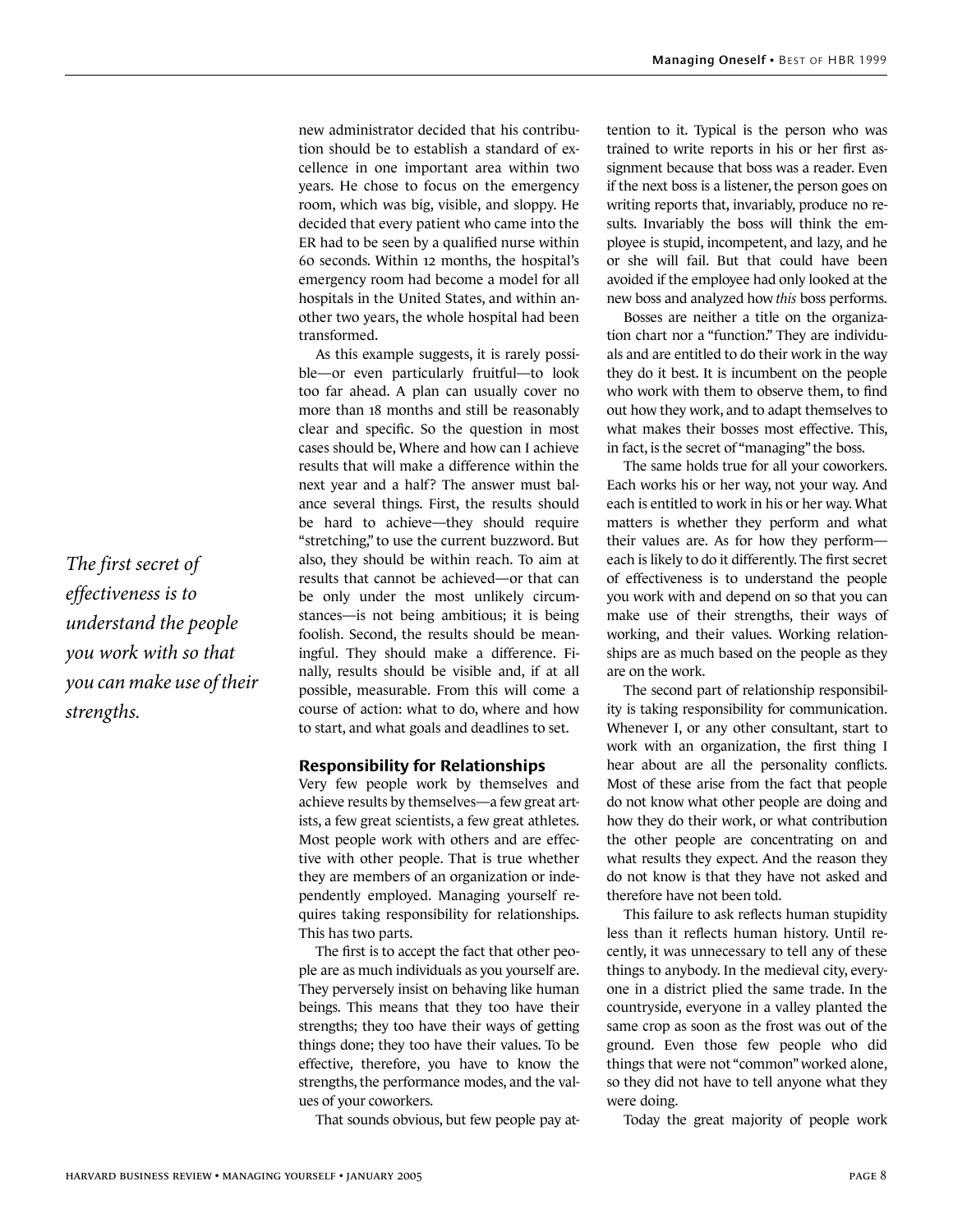new administrator decided that his contribution should be to establish a standard of excellence in one important area within two years. He chose to focus on the emergency room, which was big, visible, and sloppy. He decided that every patient who came into the ER had to be seen by a qualified nurse within 60 seconds. Within 12 months, the hospital's emergency room had become a model for all hospitals in the United States, and within another two years, the whole hospital had been transformed.

As this example suggests, it is rarely possible—or even particularly fruitful—to look too far ahead. A plan can usually cover no more than 18 months and still be reasonably clear and specific. So the question in most cases should be, Where and how can I achieve results that will make a difference within the next year and a half? The answer must balance several things. First, the results should be hard to achieve—they should require "stretching," to use the current buzzword. But also, they should be within reach. To aim at results that cannot be achieved—or that can be only under the most unlikely circumstances—is not being ambitious; it is being foolish. Second, the results should be meaningful. They should make a difference. Finally, results should be visible and, if at all possible, measurable. From this will come a course of action: what to do, where and how to start, and what goals and deadlines to set.

*The first secret of effectiveness is to understand the people you work with so that you can make use of their strengths.*

### Responsibility for Relationships

Very few people work by themselves and achieve results by themselves—a few great artists, a few great scientists, a few great athletes. Most people work with others and are effective with other people. That is true whether they are members of an organization or independently employed. Managing yourself requires taking responsibility for relationships. This has two parts.

The first is to accept the fact that other people are as much individuals as you yourself are. They perversely insist on behaving like human beings. This means that they too have their strengths; they too have their ways of getting things done; they too have their values. To be effective, therefore, you have to know the strengths, the performance modes, and the values of your coworkers.

That sounds obvious, but few people pay attention to it. Typical is the person who was trained to write reports in his or her first assignment because that boss was a reader. Even if the next boss is a listener, the person goes on writing reports that, invariably, produce no results. Invariably the boss will think the employee is stupid, incompetent, and lazy, and he or she will fail. But that could have been avoided if the employee had only looked at the new boss and analyzed how *this* boss performs.

Bosses are neither a title on the organization chart nor a "function." They are individuals and are entitled to do their work in the way they do it best. It is incumbent on the people who work with them to observe them, to find out how they work, and to adapt themselves to what makes their bosses most effective. This, in fact, is the secret of "managing" the boss.

The same holds true for all your coworkers. Each works his or her way, not your way. And each is entitled to work in his or her way. What matters is whether they perform and what their values are. As for how they perform—each is likely to do it differently. The first secret of effectiveness is to understand the people you work with and depend on so that you can make use of their strengths, their ways of working, and their values. Working relationships are as much based on the people as they are on the work.

The second part of relationship responsibility is taking responsibility for communication. Whenever I, or any other consultant, start to work with an organization, the first thing I hear about are all the personality conflicts. Most of these arise from the fact that people do not know what other people are doing and how they do their work, or what contribution the other people are concentrating on and what results they expect. And the reason they do not know is that they have not asked and therefore have not been told.

This failure to ask reflects human stupidity less than it reflects human history. Until recently, it was unnecessary to tell any of these things to anybody. In the medieval city, everyone in a district plied the same trade. In the countryside, everyone in a valley planted the same crop as soon as the frost was out of the ground. Even those few people who did things that were not "common" worked alone, so they did not have to tell anyone what they were doing.

Today the great majority of people work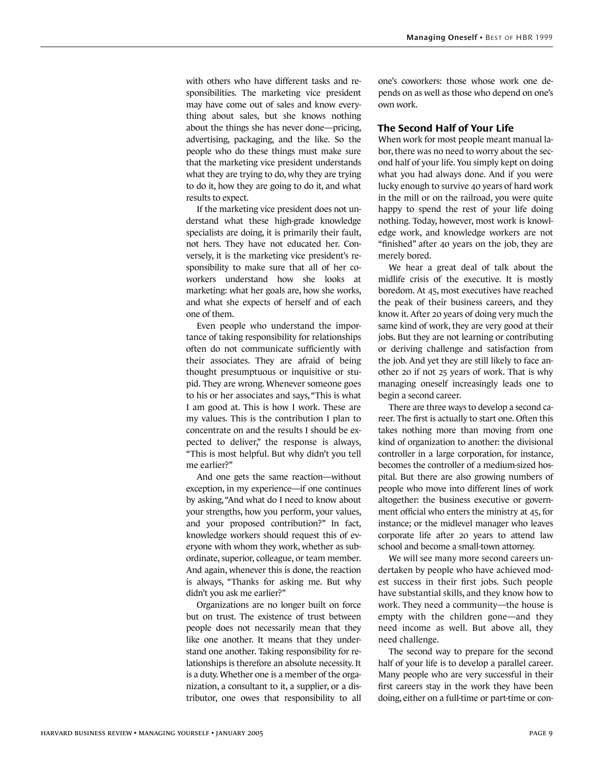with others who have different tasks and responsibilities. The marketing vice president may have come out of sales and know everything about sales, but she knows nothing about the things she has never done—pricing, advertising, packaging, and the like. So the people who do these things must make sure that the marketing vice president understands what they are trying to do, why they are trying to do it, how they are going to do it, and what results to expect.

If the marketing vice president does not understand what these high-grade knowledge specialists are doing, it is primarily their fault, not hers. They have not educated her. Conversely, it is the marketing vice president's responsibility to make sure that all of her coworkers understand how she looks at marketing: what her goals are, how she works, and what she expects of herself and of each one of them.

Even people who understand the importance of taking responsibility for relationships often do not communicate sufficiently with their associates. They are afraid of being thought presumptuous or inquisitive or stupid. They are wrong. Whenever someone goes to his or her associates and says, "This is what I am good at. This is how I work. These are my values. This is the contribution I plan to concentrate on and the results I should be expected to deliver," the response is always, "This is most helpful. But why didn't you tell me earlier?"

And one gets the same reaction—without exception, in my experience—if one continues by asking, "And what do I need to know about your strengths, how you perform, your values, and your proposed contribution?" In fact, knowledge workers should request this of everyone with whom they work, whether as subordinate, superior, colleague, or team member. And again, whenever this is done, the reaction is always, "Thanks for asking me. But why didn't you ask me earlier?"

Organizations are no longer built on force but on trust. The existence of trust between people does not necessarily mean that they like one another. It means that they understand one another. Taking responsibility for relationships is therefore an absolute necessity. It is a duty. Whether one is a member of the organization, a consultant to it, a supplier, or a distributor, one owes that responsibility to all one's coworkers: those whose work one depends on as well as those who depend on one's own work.

## The Second Half of Your Life

When work for most people meant manual labor, there was no need to worry about the second half of your life. You simply kept on doing what you had always done. And if you were lucky enough to survive 40 years of hard work in the mill or on the railroad, you were quite happy to spend the rest of your life doing nothing. Today, however, most work is knowledge work, and knowledge workers are not "finished" after 40 years on the job, they are merely bored.

We hear a great deal of talk about the midlife crisis of the executive. It is mostly boredom. At 45, most executives have reached the peak of their business careers, and they know it. After 20 years of doing very much the same kind of work, they are very good at their jobs. But they are not learning or contributing or deriving challenge and satisfaction from the job. And yet they are still likely to face another 20 if not 25 years of work. That is why managing oneself increasingly leads one to begin a second career.

There are three ways to develop a second career. The first is actually to start one. Often this takes nothing more than moving from one kind of organization to another: the divisional controller in a large corporation, for instance, becomes the controller of a medium-sized hospital. But there are also growing numbers of people who move into different lines of work altogether: the business executive or government official who enters the ministry at 45, for instance; or the midlevel manager who leaves corporate life after 20 years to attend law school and become a small-town attorney.

We will see many more second careers undertaken by people who have achieved modest success in their first jobs. Such people have substantial skills, and they know how to work. They need a community—the house is empty with the children gone—and they need income as well. But above all, they need challenge.

The second way to prepare for the second half of your life is to develop a parallel career. Many people who are very successful in their first careers stay in the work they have been doing, either on a full-time or part-time or con-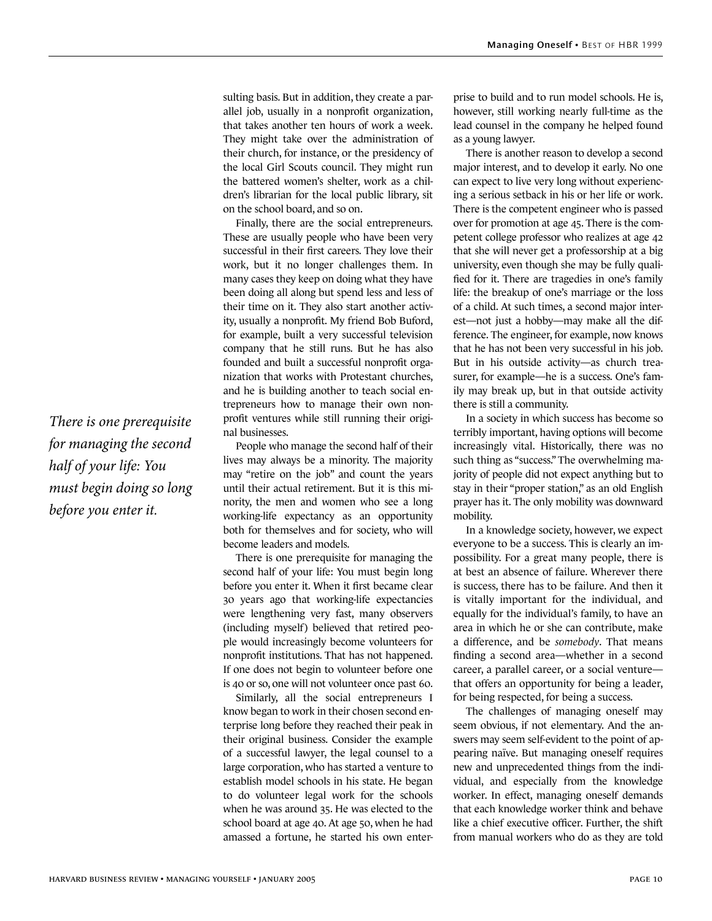sulting basis. But in addition, they create a parallel job, usually in a nonprofit organization, that takes another ten hours of work a week. They might take over the administration of their church, for instance, or the presidency of the local Girl Scouts council. They might run the battered women's shelter, work as a children's librarian for the local public library, sit on the school board, and so on.

Finally, there are the social entrepreneurs. These are usually people who have been very successful in their first careers. They love their work, but it no longer challenges them. In many cases they keep on doing what they have been doing all along but spend less and less of their time on it. They also start another activity, usually a nonprofit. My friend Bob Buford, for example, built a very successful television company that he still runs. But he has also founded and built a successful nonprofit organization that works with Protestant churches, and he is building another to teach social entrepreneurs how to manage their own nonprofit ventures while still running their original businesses.

People who manage the second half of their lives may always be a minority. The majority may "retire on the job" and count the years until their actual retirement. But it is this minority, the men and women who see a long working-life expectancy as an opportunity both for themselves and for society, who will become leaders and models.

*There is one prerequisite for managing the second half of your life: You must begin doing so long before you enter it.*

There is one prerequisite for managing the second half of your life: You must begin long before you enter it. When it first became clear 30 years ago that working-life expectancies were lengthening very fast, many observers (including myself) believed that retired people would increasingly become volunteers for nonprofit institutions. That has not happened. If one does not begin to volunteer before one is 40 or so, one will not volunteer once past 60.

Similarly, all the social entrepreneurs I know began to work in their chosen second enterprise long before they reached their peak in their original business. Consider the example of a successful lawyer, the legal counsel to a large corporation, who has started a venture to establish model schools in his state. He began to do volunteer legal work for the schools when he was around 35. He was elected to the school board at age 40. At age 50, when he had amassed a fortune, he started his own enterprise to build and to run model schools. He is, however, still working nearly full-time as the lead counsel in the company he helped found as a young lawyer.

There is another reason to develop a second major interest, and to develop it early. No one can expect to live very long without experiencing a serious setback in his or her life or work. There is the competent engineer who is passed over for promotion at age 45. There is the competent college professor who realizes at age 42 that she will never get a professorship at a big university, even though she may be fully qualified for it. There are tragedies in one's family life: the breakup of one's marriage or the loss of a child. At such times, a second major interest—not just a hobby—may make all the difference. The engineer, for example, now knows that he has not been very successful in his job. But in his outside activity—as church treasurer, for example—he is a success. One's family may break up, but in that outside activity there is still a community.

In a society in which success has become so terribly important, having options will become increasingly vital. Historically, there was no such thing as "success." The overwhelming majority of people did not expect anything but to stay in their "proper station," as an old English prayer has it. The only mobility was downward mobility.

In a knowledge society, however, we expect everyone to be a success. This is clearly an impossibility. For a great many people, there is at best an absence of failure. Wherever there is success, there has to be failure. And then it is vitally important for the individual, and equally for the individual's family, to have an area in which he or she can contribute, make a difference, and be *somebody*. That means finding a second area—whether in a second career, a parallel career, or a social venture—that offers an opportunity for being a leader, for being respected, for being a success.

The challenges of managing oneself may seem obvious, if not elementary. And the answers may seem self-evident to the point of appearing naïve. But managing oneself requires new and unprecedented things from the individual, and especially from the knowledge worker. In effect, managing oneself demands that each knowledge worker think and behave like a chief executive officer. Further, the shift from manual workers who do as they are told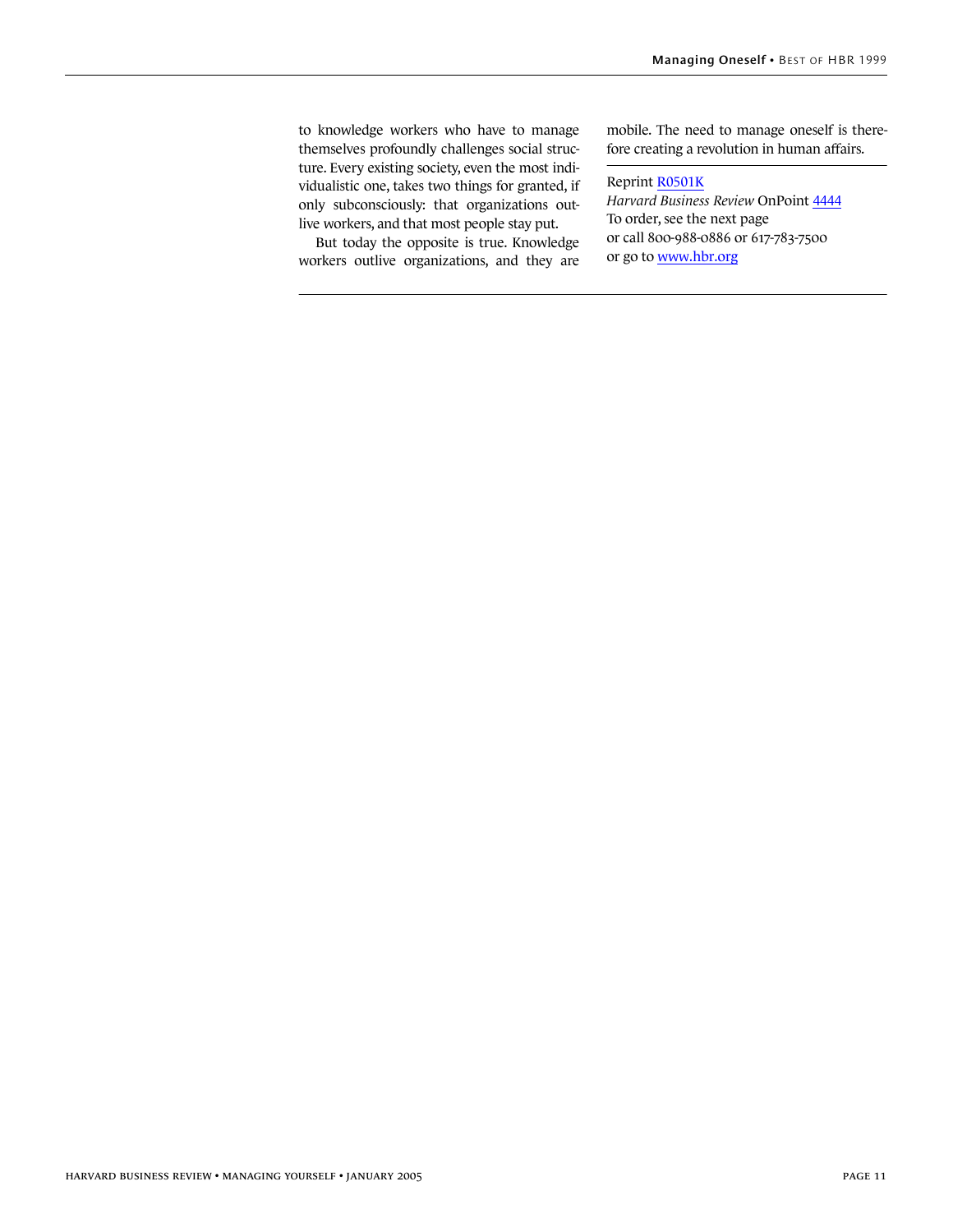to knowledge workers who have to manage themselves profoundly challenges social structure. Every existing society, even the most individualistic one, takes two things for granted, if only subconsciously: that organizations outlive workers, and that most people stay put.

But today the opposite is true. Knowledge workers outlive organizations, and they are mobile. The need to manage oneself is therefore creating a revolution in human affairs.

---

Reprint R0501K
*Harvard Business Review* OnPoint 4444
To order, see the next page
or call 800-988-0886 or 617-783-7500
or go to www.hbr.org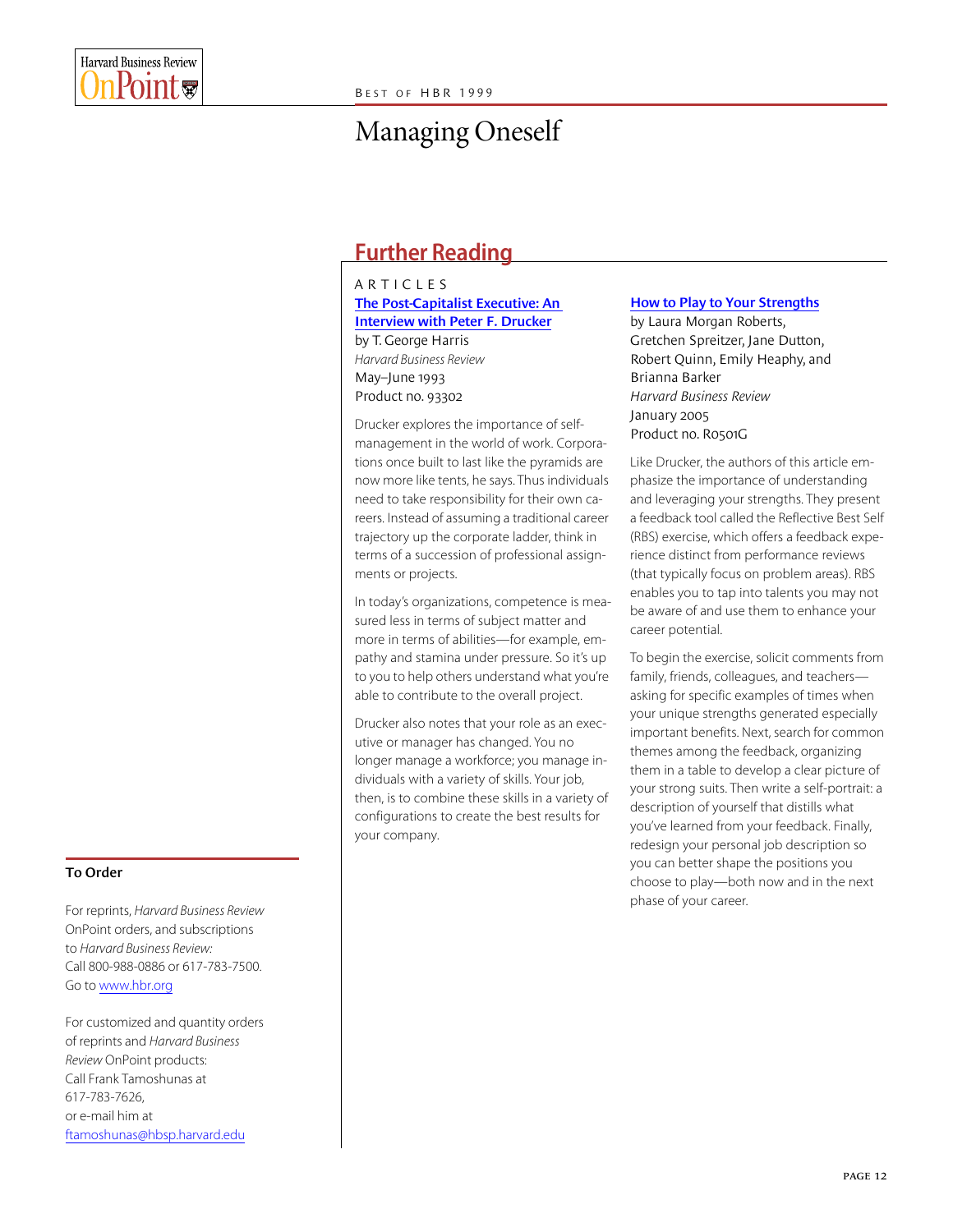## Further Reading

ARTICLES

**The Post-Capitalist Executive: An Interview with Peter F. Drucker**
by T. George Harris
*Harvard Business Review*
May–June 1993
Product no. 93302

Drucker explores the importance of self-management in the world of work. Corporations once built to last like the pyramids are now more like tents, he says. Thus individuals need to take responsibility for their own careers. Instead of assuming a traditional career trajectory up the corporate ladder, think in terms of a succession of professional assignments or projects.

In today's organizations, competence is measured less in terms of subject matter and more in terms of abilities—for example, empathy and stamina under pressure. So it's up to you to help others understand what you're able to contribute to the overall project.

Drucker also notes that your role as an executive or manager has changed. You no longer manage a workforce; you manage individuals with a variety of skills. Your job, then, is to combine these skills in a variety of configurations to create the best results for your company.

**How to Play to Your Strengths**
by Laura Morgan Roberts, Gretchen Spreitzer, Jane Dutton, Robert Quinn, Emily Heaphy, and Brianna Barker
*Harvard Business Review*
January 2005
Product no. R0501G

Like Drucker, the authors of this article emphasize the importance of understanding and leveraging your strengths. They present a feedback tool called the Reflective Best Self (RBS) exercise, which offers a feedback experience distinct from performance reviews (that typically focus on problem areas). RBS enables you to tap into talents you may not be aware of and use them to enhance your career potential.

To begin the exercise, solicit comments from family, friends, colleagues, and teachers—asking for specific examples of times when your unique strengths generated especially important benefits. Next, search for common themes among the feedback, organizing them in a table to develop a clear picture of your strong suits. Then write a self-portrait: a description of yourself that distills what you've learned from your feedback. Finally, redesign your personal job description so you can better shape the positions you choose to play—both now and in the next phase of your career.

### To Order

For reprints, *Harvard Business Review* OnPoint orders, and subscriptions to *Harvard Business Review:*
Call 800-988-0886 or 617-783-7500.
Go to www.hbr.org

For customized and quantity orders of reprints and *Harvard Business Review* OnPoint products:
Call Frank Tamoshunas at 617-783-7626,
or e-mail him at ftamoshunas@hbsp.harvard.edu